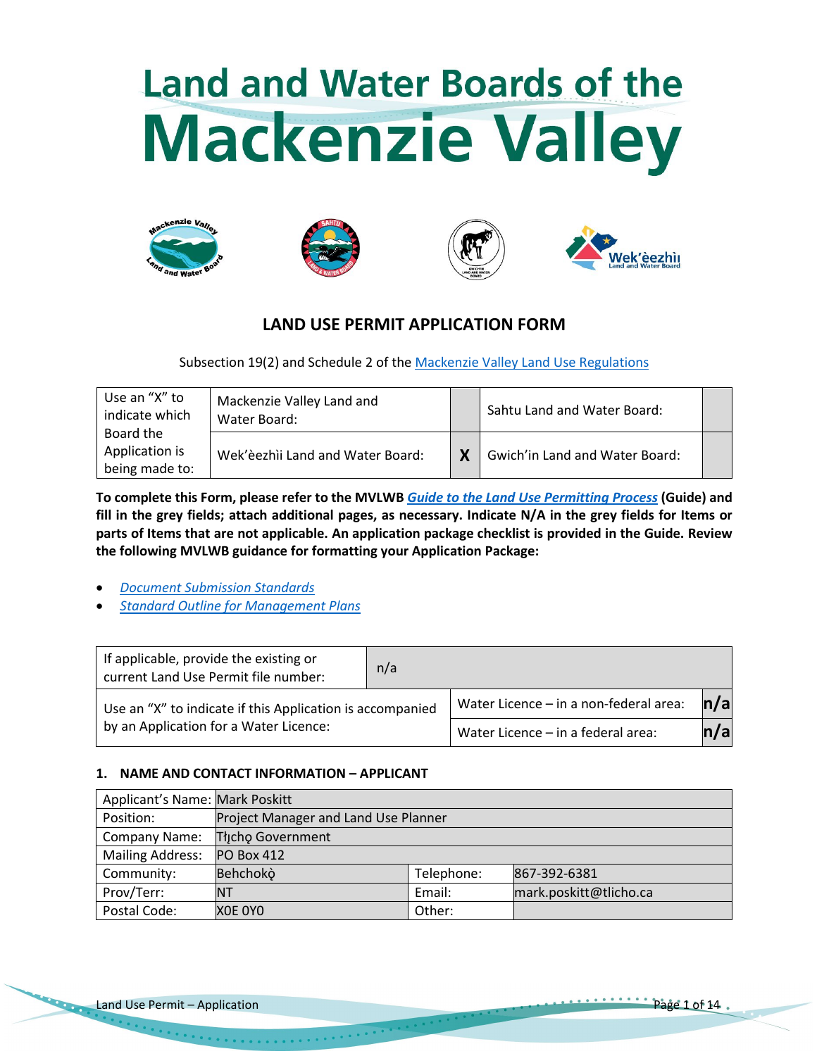# Land and Water Boards of the Mackenzie Valley

## LAND USE PERMIT APPLICATION FORM

Subsection 19(2) and Schedule 2 of the Mackenzie Valley Land Use Regulations

| Use an "X" to indicate which Board the Application is being made to: | Mackenzie Valley Land and Water Board: | | Sahtu Land and Water Board: | |
|---|---|---|---|---|
| | Wek'èezhìi Land and Water Board: | X | Gwich'in Land and Water Board: | |

**To complete this Form, please refer to the MVLWB *Guide to the Land Use Permitting Process* (Guide) and fill in the grey fields; attach additional pages, as necessary. Indicate N/A in the grey fields for Items or parts of Items that are not applicable. An application package checklist is provided in the Guide. Review the following MVLWB guidance for formatting your Application Package:**

- *Document Submission Standards*
- *Standard Outline for Management Plans*

| If applicable, provide the existing or current Land Use Permit file number: | n/a | |
|---|---|---|
| Use an "X" to indicate if this Application is accompanied by an Application for a Water Licence: | Water Licence – in a non-federal area: | n/a |
| | Water Licence – in a federal area: | n/a |

### 1. NAME AND CONTACT INFORMATION – APPLICANT

| Applicant's Name: | Mark Poskitt | | |
|---|---|---|---|
| Position: | Project Manager and Land Use Planner | | |
| Company Name: | Tłı̨chǫ Government | | |
| Mailing Address: | PO Box 412 | | |
| Community: | Behchokǫ̀ | Telephone: | 867-392-6381 |
| Prov/Terr: | NT | Email: | mark.poskitt@tlicho.ca |
| Postal Code: | X0E 0Y0 | Other: | |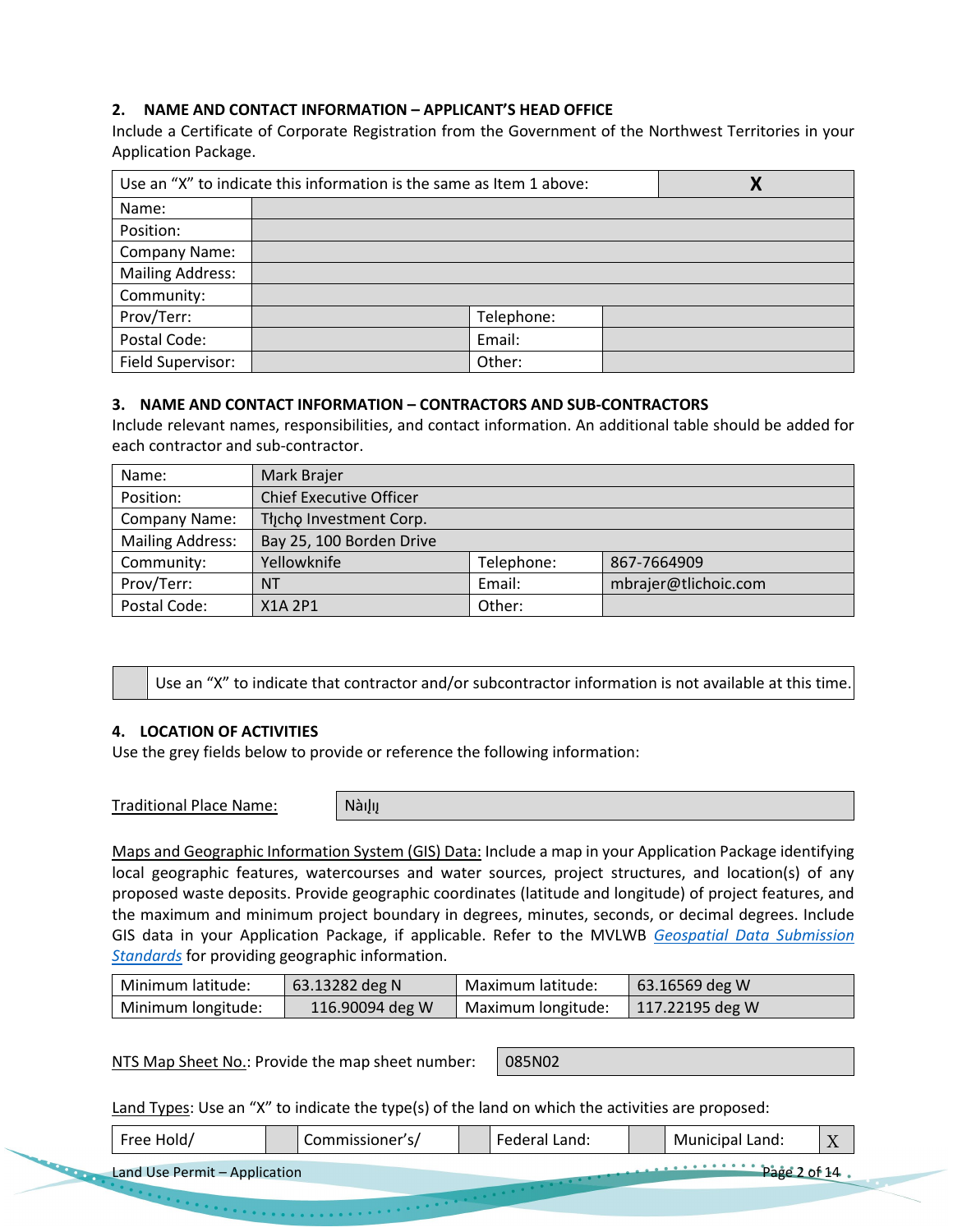## 2. NAME AND CONTACT INFORMATION – APPLICANT'S HEAD OFFICE

Include a Certificate of Corporate Registration from the Government of the Northwest Territories in your Application Package.

| Use an "X" to indicate this information is the same as Item 1 above: | | | X |
|---|---|---|---|
| Name: | | | |
| Position: | | | |
| Company Name: | | | |
| Mailing Address: | | | |
| Community: | | | |
| Prov/Terr: | | Telephone: | |
| Postal Code: | | Email: | |
| Field Supervisor: | | Other: | |

## 3. NAME AND CONTACT INFORMATION – CONTRACTORS AND SUB-CONTRACTORS

Include relevant names, responsibilities, and contact information. An additional table should be added for each contractor and sub-contractor.

| Name: | Mark Brajer | | |
|---|---|---|---|
| Position: | Chief Executive Officer | | |
| Company Name: | Tłįchǫ Investment Corp. | | |
| Mailing Address: | Bay 25, 100 Borden Drive | | |
| Community: | Yellowknife | Telephone: | 867-7664909 |
| Prov/Terr: | NT | Email: | mbrajer@tlichoic.com |
| Postal Code: | X1A 2P1 | Other: | |

| | Use an "X" to indicate that contractor and/or subcontractor information is not available at this time. |
|---|---|

## 4. LOCATION OF ACTIVITIES

Use the grey fields below to provide or reference the following information:

Traditional Place Name: Nàıl̨ı̨

Maps and Geographic Information System (GIS) Data: Include a map in your Application Package identifying local geographic features, watercourses and water sources, project structures, and location(s) of any proposed waste deposits. Provide geographic coordinates (latitude and longitude) of project features, and the maximum and minimum project boundary in degrees, minutes, seconds, or decimal degrees. Include GIS data in your Application Package, if applicable. Refer to the MVLWB *Geospatial Data Submission Standards* for providing geographic information.

| Minimum latitude: | 63.13282 deg N | Maximum latitude: | 63.16569 deg W |
|---|---|---|---|
| Minimum longitude: | 116.90094 deg W | Maximum longitude: | 117.22195 deg W |

NTS Map Sheet No.: Provide the map sheet number: 085N02

Land Types: Use an "X" to indicate the type(s) of the land on which the activities are proposed:

| Free Hold/ | | Commissioner's/ | | Federal Land: | | Municipal Land: | X |
|---|---|---|---|---|---|---|---|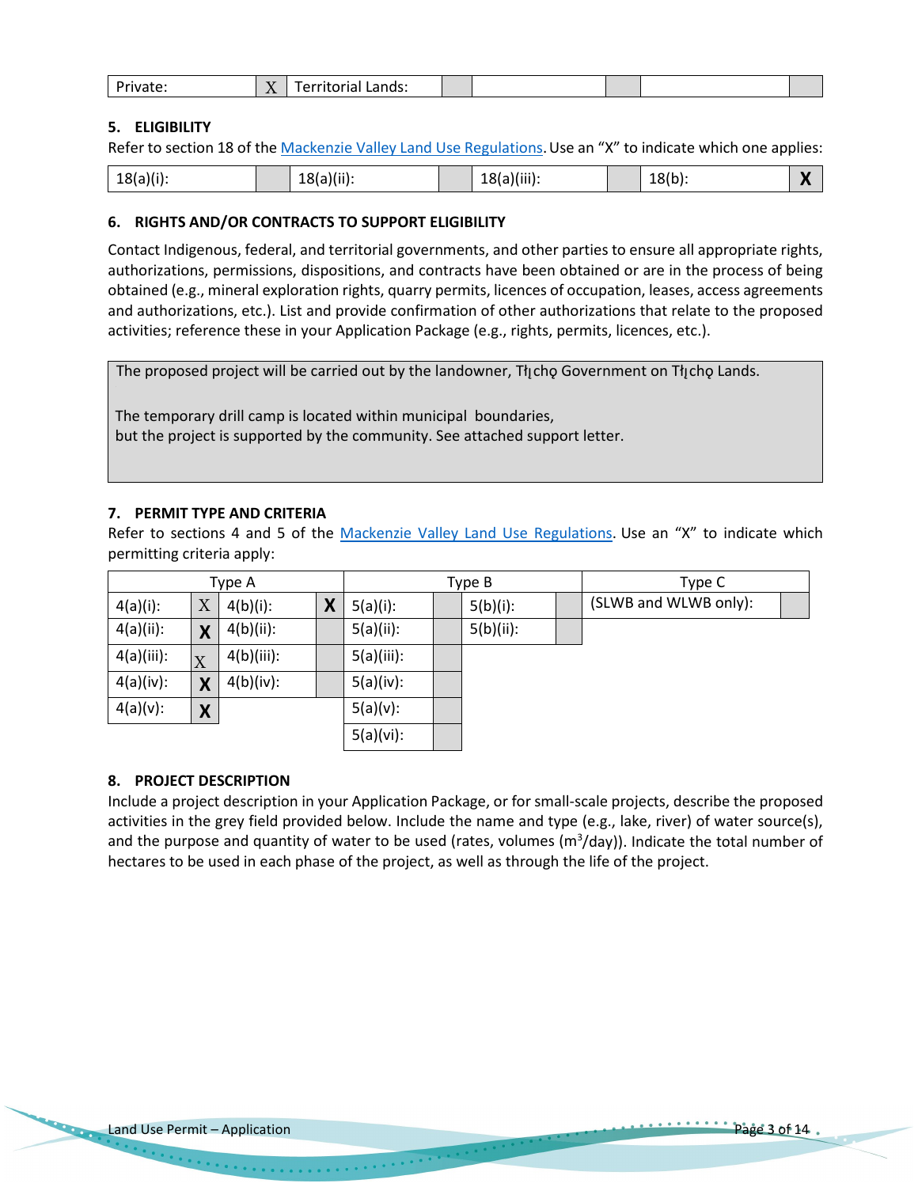| Private: | X | Territorial Lands: | | | | | |
|---|---|---|---|---|---|---|---|

## 5. ELIGIBILITY

Refer to section 18 of the Mackenzie Valley Land Use Regulations. Use an "X" to indicate which one applies:

| 18(a)(i): | | 18(a)(ii): | | 18(a)(iii): | | 18(b): | X |
|---|---|---|---|---|---|---|---|

## 6. RIGHTS AND/OR CONTRACTS TO SUPPORT ELIGIBILITY

Contact Indigenous, federal, and territorial governments, and other parties to ensure all appropriate rights, authorizations, permissions, dispositions, and contracts have been obtained or are in the process of being obtained (e.g., mineral exploration rights, quarry permits, licences of occupation, leases, access agreements and authorizations, etc.). List and provide confirmation of other authorizations that relate to the proposed activities; reference these in your Application Package (e.g., rights, permits, licences, etc.).

> The proposed project will be carried out by the landowner, Tłı̨chǫ Government on Tłı̨chǫ Lands.
>
> The temporary drill camp is located within municipal boundaries,
> but the project is supported by the community. See attached support letter.

## 7. PERMIT TYPE AND CRITERIA

Refer to sections 4 and 5 of the Mackenzie Valley Land Use Regulations. Use an "X" to indicate which permitting criteria apply:

| Type A | | | | Type B | | | | Type C | |
|---|---|---|---|---|---|---|---|---|---|
| 4(a)(i): | X | 4(b)(i): | X | 5(a)(i): | | 5(b)(i): | | (SLWB and WLWB only): | |
| 4(a)(ii): | X | 4(b)(ii): | | 5(a)(ii): | | 5(b)(ii): | | | |
| 4(a)(iii): | X | 4(b)(iii): | | 5(a)(iii): | | | | | |
| 4(a)(iv): | X | 4(b)(iv): | | 5(a)(iv): | | | | | |
| 4(a)(v): | X | | | 5(a)(v): | | | | | |
| | | | | 5(a)(vi): | | | | | |

## 8. PROJECT DESCRIPTION

Include a project description in your Application Package, or for small-scale projects, describe the proposed activities in the grey field provided below. Include the name and type (e.g., lake, river) of water source(s), and the purpose and quantity of water to be used (rates, volumes ($m^3$/day)). Indicate the total number of hectares to be used in each phase of the project, as well as through the life of the project.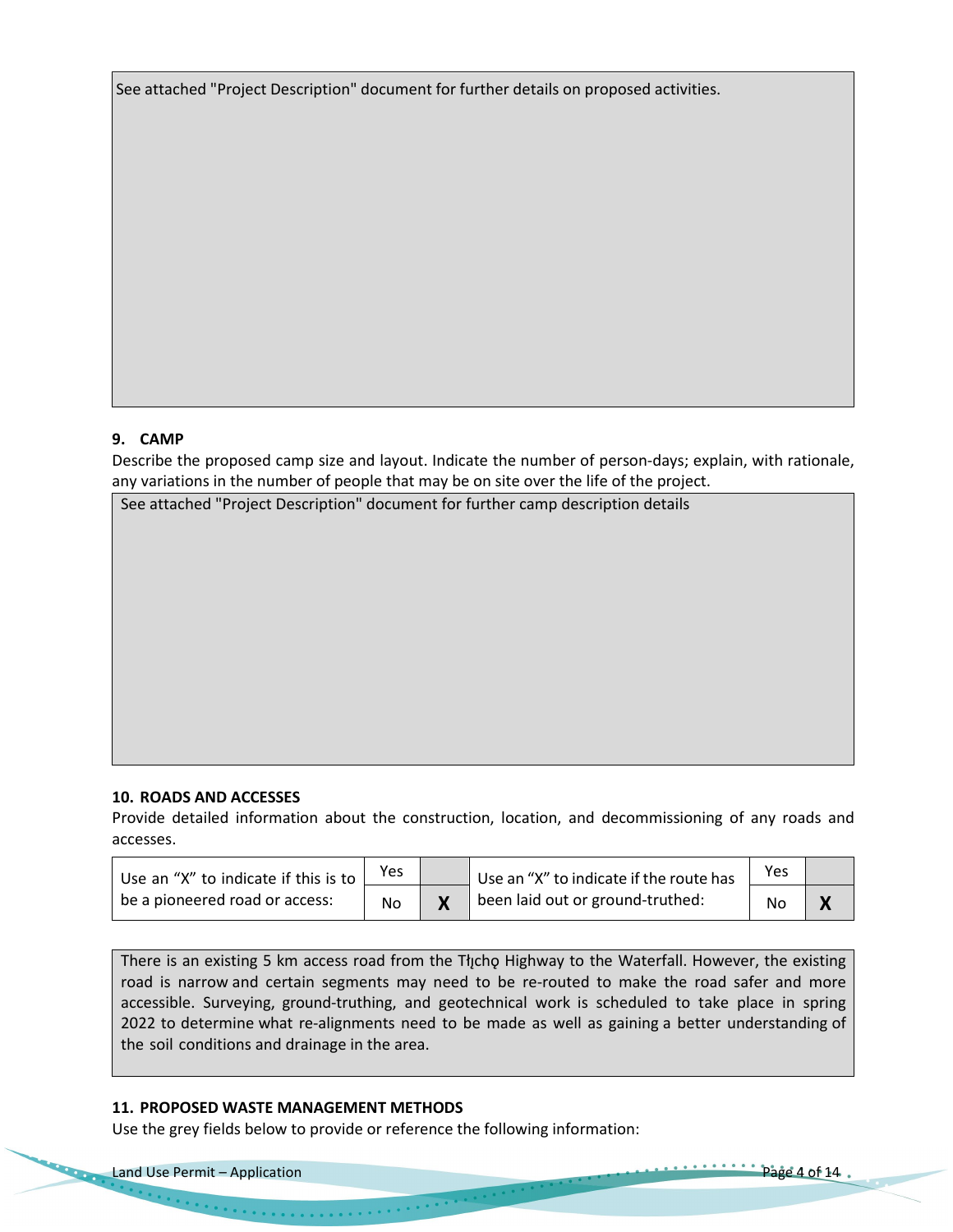See attached "Project Description" document for further details on proposed activities.

### 9. CAMP

Describe the proposed camp size and layout. Indicate the number of person-days; explain, with rationale, any variations in the number of people that may be on site over the life of the project.

See attached "Project Description" document for further camp description details

### 10. ROADS AND ACCESSES

Provide detailed information about the construction, location, and decommissioning of any roads and accesses.

| Use an "X" to indicate if this is to be a pioneered road or access: | Yes | | Use an "X" to indicate if the route has been laid out or ground-truthed: | Yes | |
|---|---|---|---|---|---|
| | No | X | | No | X |

There is an existing 5 km access road from the Tłı̨chǫ Highway to the Waterfall. However, the existing road is narrow and certain segments may need to be re-routed to make the road safer and more accessible. Surveying, ground-truthing, and geotechnical work is scheduled to take place in spring 2022 to determine what re-alignments need to be made as well as gaining a better understanding of the soil conditions and drainage in the area.

### 11. PROPOSED WASTE MANAGEMENT METHODS

Use the grey fields below to provide or reference the following information: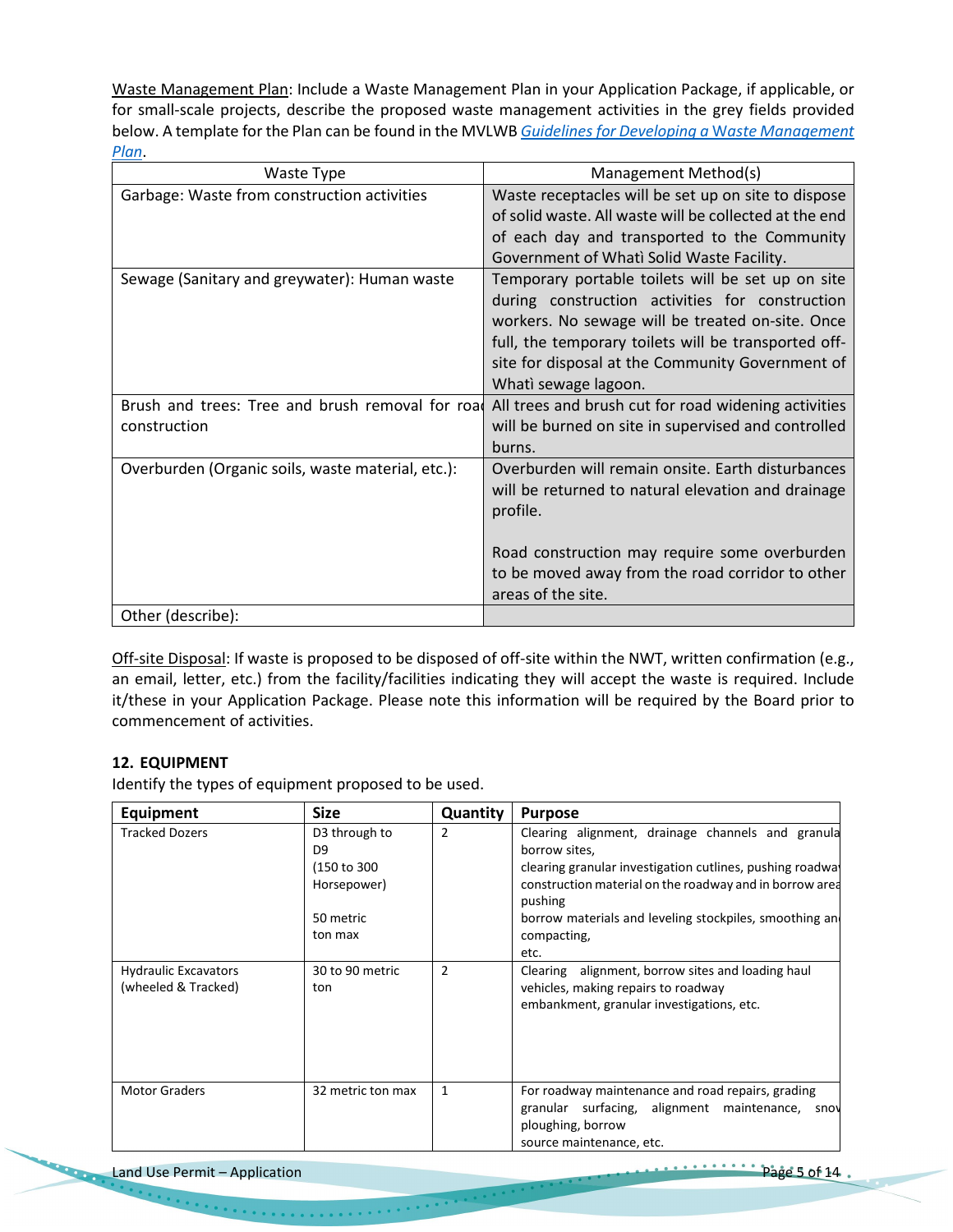Waste Management Plan: Include a Waste Management Plan in your Application Package, if applicable, or for small-scale projects, describe the proposed waste management activities in the grey fields provided below. A template for the Plan can be found in the MVLWB *Guidelines for Developing a* Waste Management *Plan*.

| Waste Type | Management Method(s) |
|---|---|
| Garbage: Waste from construction activities | Waste receptacles will be set up on site to dispose of solid waste. All waste will be collected at the end of each day and transported to the Community Government of Whatì Solid Waste Facility. |
| Sewage (Sanitary and greywater): Human waste | Temporary portable toilets will be set up on site during construction activities for construction workers. No sewage will be treated on-site. Once full, the temporary toilets will be transported off-site for disposal at the Community Government of Whatì sewage lagoon. |
| Brush and trees: Tree and brush removal for road construction | All trees and brush cut for road widening activities will be burned on site in supervised and controlled burns. |
| Overburden (Organic soils, waste material, etc.): | Overburden will remain onsite. Earth disturbances will be returned to natural elevation and drainage profile.<br><br>Road construction may require some overburden to be moved away from the road corridor to other areas of the site. |
| Other (describe): | |

Off-site Disposal: If waste is proposed to be disposed of off-site within the NWT, written confirmation (e.g., an email, letter, etc.) from the facility/facilities indicating they will accept the waste is required. Include it/these in your Application Package. Please note this information will be required by the Board prior to commencement of activities.

## 12. EQUIPMENT

Identify the types of equipment proposed to be used.

| Equipment | Size | Quantity | Purpose |
|---|---|---|---|
| Tracked Dozers | D3 through to D9 (150 to 300 Horsepower)<br><br>50 metric ton max | 2 | Clearing alignment, drainage channels and granular borrow sites, clearing granular investigation cutlines, pushing roadway construction material on the roadway and in borrow areas pushing borrow materials and leveling stockpiles, smoothing and compacting, etc. |
| Hydraulic Excavators (wheeled & Tracked) | 30 to 90 metric ton | 2 | Clearing alignment, borrow sites and loading haul vehicles, making repairs to roadway embankment, granular investigations, etc. |
| Motor Graders | 32 metric ton max | 1 | For roadway maintenance and road repairs, grading granular surfacing, alignment maintenance, snow ploughing, borrow source maintenance, etc. |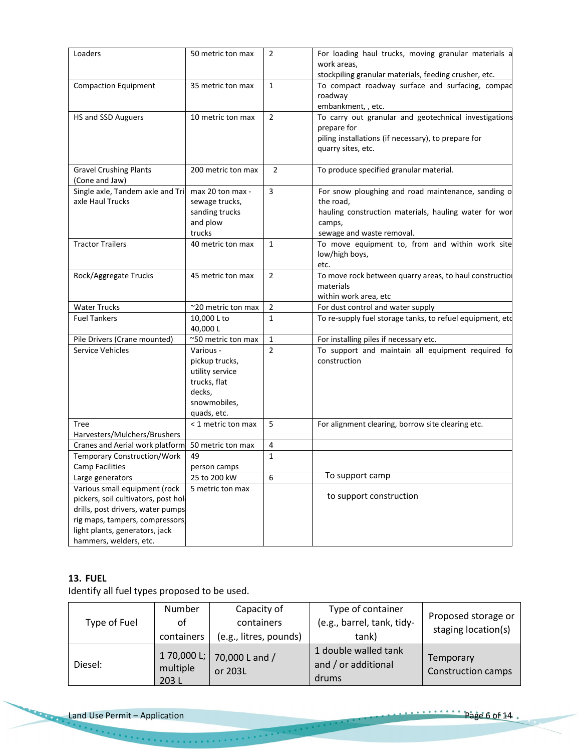| Loaders | 50 metric ton max | 2 | For loading haul trucks, moving granular materials a work areas, stockpiling granular materials, feeding crusher, etc. |
|---|---|---|---|
| Compaction Equipment | 35 metric ton max | 1 | To compact roadway surface and surfacing, compac roadway embankment, , etc. |
| HS and SSD Auguers | 10 metric ton max | 2 | To carry out granular and geotechnical investigations prepare for piling installations (if necessary), to prepare for quarry sites, etc. |
| Gravel Crushing Plants (Cone and Jaw) | 200 metric ton max | 2 | To produce specified granular material. |
| Single axle, Tandem axle and Tri axle Haul Trucks | max 20 ton max - sewage trucks, sanding trucks and plow trucks | 3 | For snow ploughing and road maintenance, sanding o the road, hauling construction materials, hauling water for wor camps, sewage and waste removal. |
| Tractor Trailers | 40 metric ton max | 1 | To move equipment to, from and within work site low/high boys, etc. |
| Rock/Aggregate Trucks | 45 metric ton max | 2 | To move rock between quarry areas, to haul constructio materials within work area, etc |
| Water Trucks | ~20 metric ton max | 2 | For dust control and water supply |
| Fuel Tankers | 10,000 L to 40,000 L | 1 | To re-supply fuel storage tanks, to refuel equipment, etc |
| Pile Drivers (Crane mounted) | ~50 metric ton max | 1 | For installing piles if necessary etc. |
| Service Vehicles | Various - pickup trucks, utility service trucks, flat decks, snowmobiles, quads, etc. | 2 | To support and maintain all equipment required fo construction |
| Tree Harvesters/Mulchers/Brushers | < 1 metric ton max | 5 | For alignment clearing, borrow site clearing etc. |
| Cranes and Aerial work platform | 50 metric ton max | 4 | |
| Temporary Construction/Work Camp Facilities | 49 person camps | 1 | |
| Large generators | 25 to 200 kW | 6 | To support camp |
| Various small equipment (rock pickers, soil cultivators, post hol drills, post drivers, water pumps rig maps, tampers, compressors, light plants, generators, jack hammers, welders, etc. | 5 metric ton max | | to support construction |

## 13. FUEL

Identify all fuel types proposed to be used.

| Type of Fuel | Number of containers | Capacity of containers (e.g., litres, pounds) | Type of container (e.g., barrel, tank, tidy-tank) | Proposed storage or staging location(s) |
|---|---|---|---|---|
| Diesel: | 1 70,000 L; multiple 203 L | 70,000 L and / or 203L | 1 double walled tank and / or additional drums | Temporary Construction camps |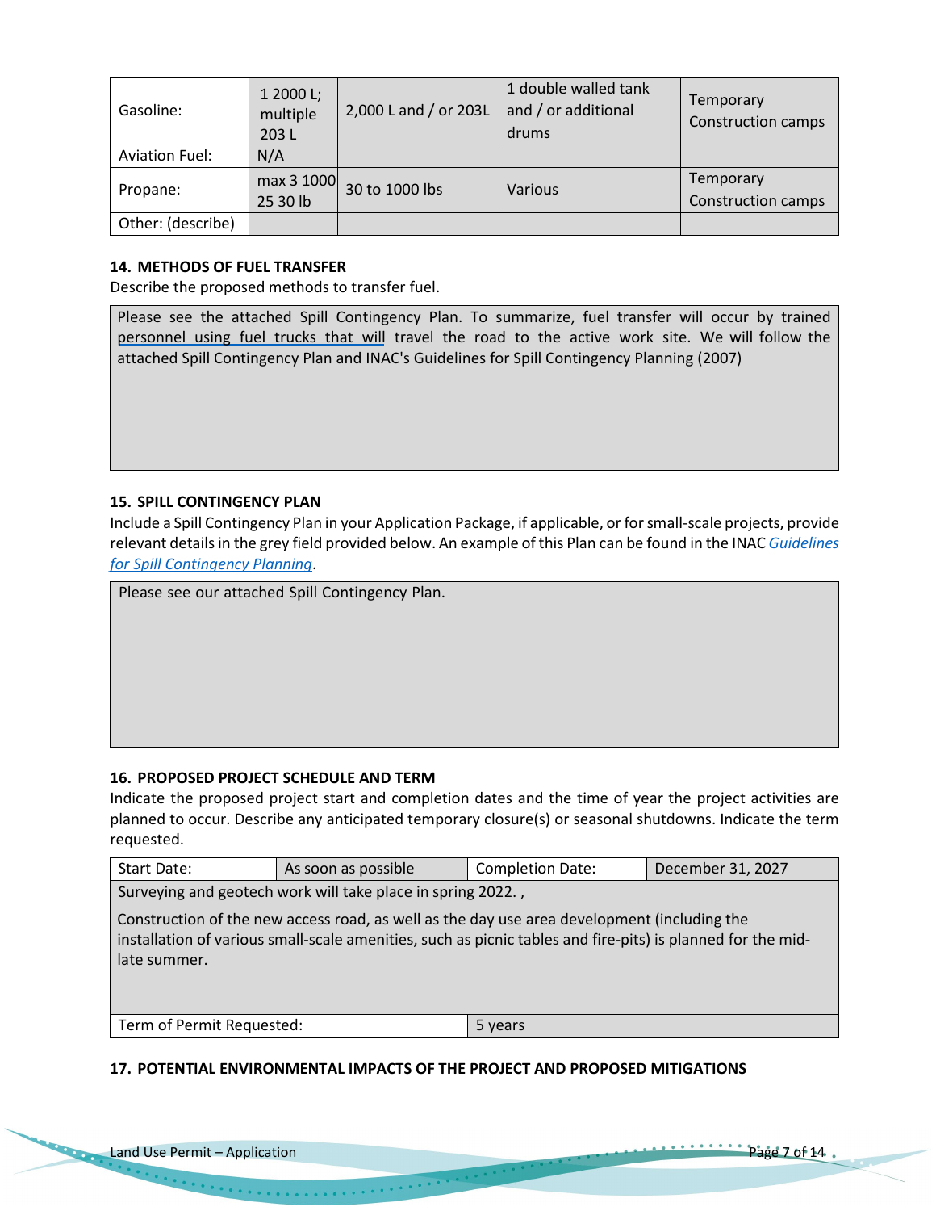| | | | | |
|---|---|---|---|---|
| Gasoline: | 1 2000 L; multiple 203 L | 2,000 L and / or 203L | 1 double walled tank and / or additional drums | Temporary Construction camps |
| Aviation Fuel: | N/A | | | |
| Propane: | max 3 1000 25 30 lb | 30 to 1000 lbs | Various | Temporary Construction camps |
| Other: (describe) | | | | |

**14. METHODS OF FUEL TRANSFER**

Describe the proposed methods to transfer fuel.

> Please see the attached Spill Contingency Plan. To summarize, fuel transfer will occur by trained personnel using fuel trucks that will travel the road to the active work site. We will follow the attached Spill Contingency Plan and INAC's Guidelines for Spill Contingency Planning (2007)

**15. SPILL CONTINGENCY PLAN**

Include a Spill Contingency Plan in your Application Package, if applicable, or for small-scale projects, provide relevant details in the grey field provided below. An example of this Plan can be found in the INAC *Guidelines for Spill Contingency Planning*.

> Please see our attached Spill Contingency Plan.

**16. PROPOSED PROJECT SCHEDULE AND TERM**

Indicate the proposed project start and completion dates and the time of year the project activities are planned to occur. Describe any anticipated temporary closure(s) or seasonal shutdowns. Indicate the term requested.

| Start Date: | As soon as possible | Completion Date: | December 31, 2027 |
|---|---|---|---|
| Surveying and geotech work will take place in spring 2022. , <br><br> Construction of the new access road, as well as the day use area development (including the installation of various small-scale amenities, such as picnic tables and fire-pits) is planned for the mid-late summer. | | | |
| Term of Permit Requested: | | 5 years | |

**17. POTENTIAL ENVIRONMENTAL IMPACTS OF THE PROJECT AND PROPOSED MITIGATIONS**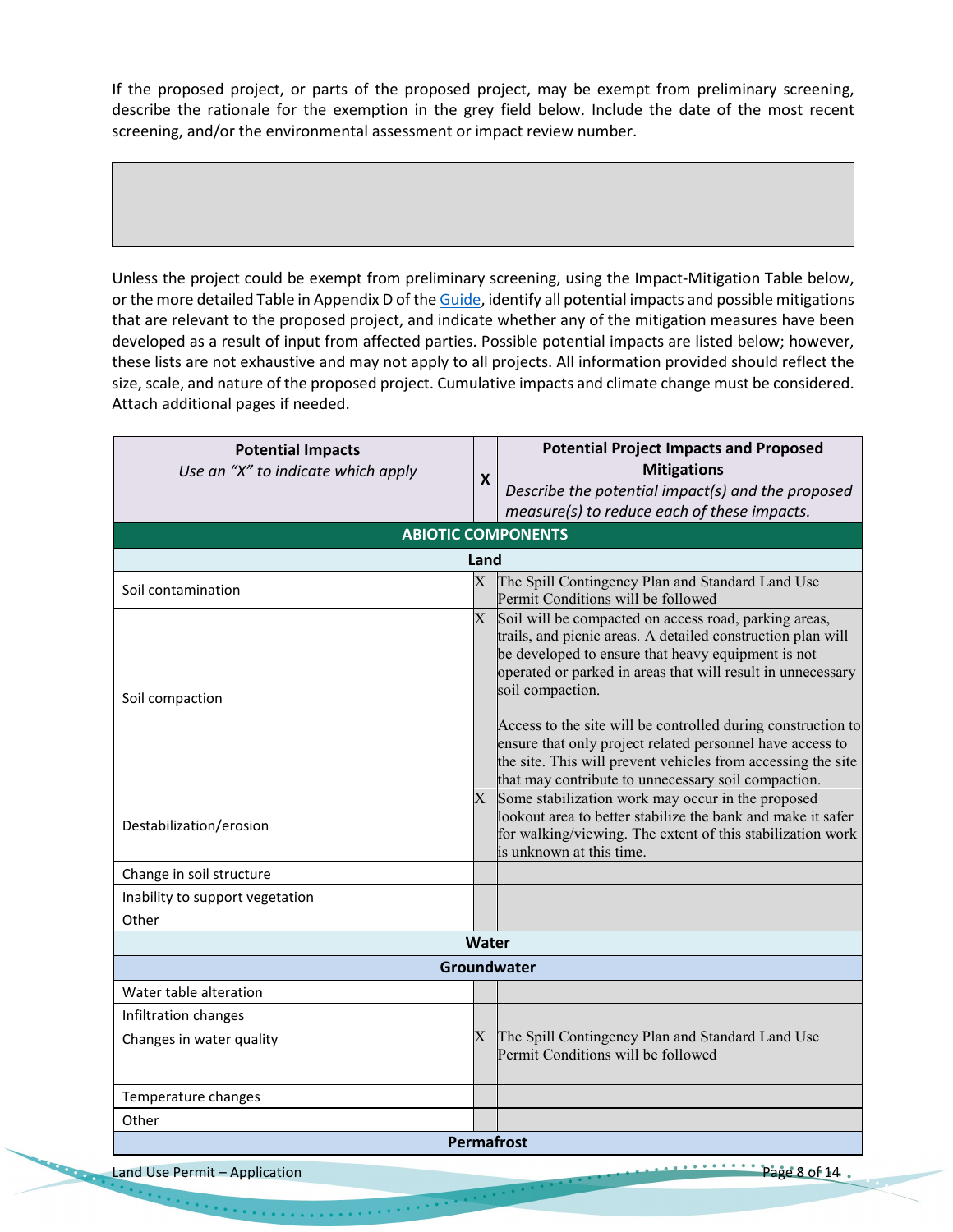If the proposed project, or parts of the proposed project, may be exempt from preliminary screening, describe the rationale for the exemption in the grey field below. Include the date of the most recent screening, and/or the environmental assessment or impact review number.

Unless the project could be exempt from preliminary screening, using the Impact-Mitigation Table below, or the more detailed Table in Appendix D of the Guide, identify all potential impacts and possible mitigations that are relevant to the proposed project, and indicate whether any of the mitigation measures have been developed as a result of input from affected parties. Possible potential impacts are listed below; however, these lists are not exhaustive and may not apply to all projects. All information provided should reflect the size, scale, and nature of the proposed project. Cumulative impacts and climate change must be considered. Attach additional pages if needed.

| **Potential Impacts**<br>*Use an "X" to indicate which apply* | **X** | **Potential Project Impacts and Proposed Mitigations**<br>*Describe the potential impact(s) and the proposed measure(s) to reduce each of these impacts.* |
|---|---|---|
| **ABIOTIC COMPONENTS** | | |
| **Land** | | |
| Soil contamination | X | The Spill Contingency Plan and Standard Land Use Permit Conditions will be followed |
| Soil compaction | X | Soil will be compacted on access road, parking areas, trails, and picnic areas. A detailed construction plan will be developed to ensure that heavy equipment is not operated or parked in areas that will result in unnecessary soil compaction.<br><br>Access to the site will be controlled during construction to ensure that only project related personnel have access to the site. This will prevent vehicles from accessing the site that may contribute to unnecessary soil compaction. |
| Destabilization/erosion | X | Some stabilization work may occur in the proposed lookout area to better stabilize the bank and make it safer for walking/viewing. The extent of this stabilization work is unknown at this time. |
| Change in soil structure | | |
| Inability to support vegetation | | |
| Other | | |
| **Water** | | |
| **Groundwater** | | |
| Water table alteration | | |
| Infiltration changes | | |
| Changes in water quality | X | The Spill Contingency Plan and Standard Land Use Permit Conditions will be followed |
| Temperature changes | | |
| Other | | |
| **Permafrost** | | |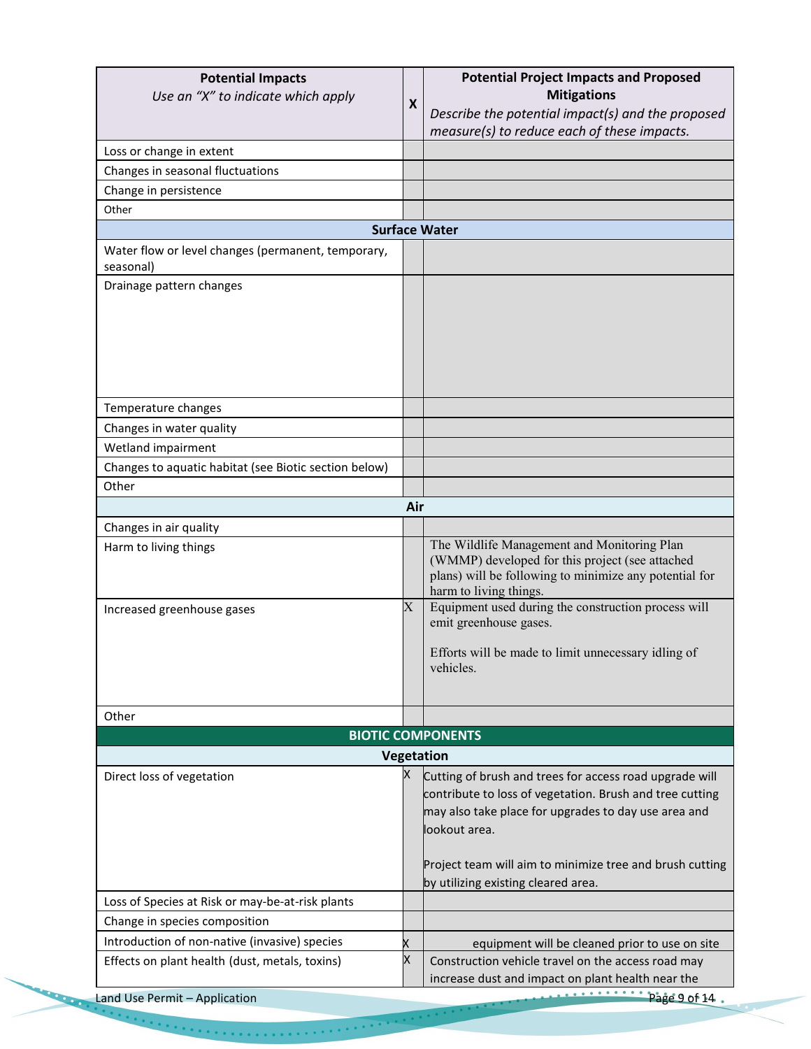| Potential Impacts *Use an "X" to indicate which apply* | X | Potential Project Impacts and Proposed Mitigations *Describe the potential impact(s) and the proposed measure(s) to reduce each of these impacts.* |
|---|---|---|
| Loss or change in extent | | |
| Changes in seasonal fluctuations | | |
| Change in persistence | | |
| Other | | |
| **Surface Water** | | |
| Water flow or level changes (permanent, temporary, seasonal) | | |
| Drainage pattern changes | | |
| Temperature changes | | |
| Changes in water quality | | |
| Wetland impairment | | |
| Changes to aquatic habitat (see Biotic section below) | | |
| Other | | |
| **Air** | | |
| Changes in air quality | | |
| Harm to living things | | The Wildlife Management and Monitoring Plan (WMMP) developed for this project (see attached plans) will be following to minimize any potential for harm to living things. |
| Increased greenhouse gases | X | Equipment used during the construction process will emit greenhouse gases.<br><br>Efforts will be made to limit unnecessary idling of vehicles. |
| Other | | |
| **BIOTIC COMPONENTS** | | |
| **Vegetation** | | |
| Direct loss of vegetation | X | Cutting of brush and trees for access road upgrade will contribute to loss of vegetation. Brush and tree cutting may also take place for upgrades to day use area and lookout area.<br><br>Project team will aim to minimize tree and brush cutting by utilizing existing cleared area. |
| Loss of Species at Risk or may-be-at-risk plants | | |
| Change in species composition | | |
| Introduction of non-native (invasive) species | X | equipment will be cleaned prior to use on site |
| Effects on plant health (dust, metals, toxins) | X | Construction vehicle travel on the access road may increase dust and impact on plant health near the |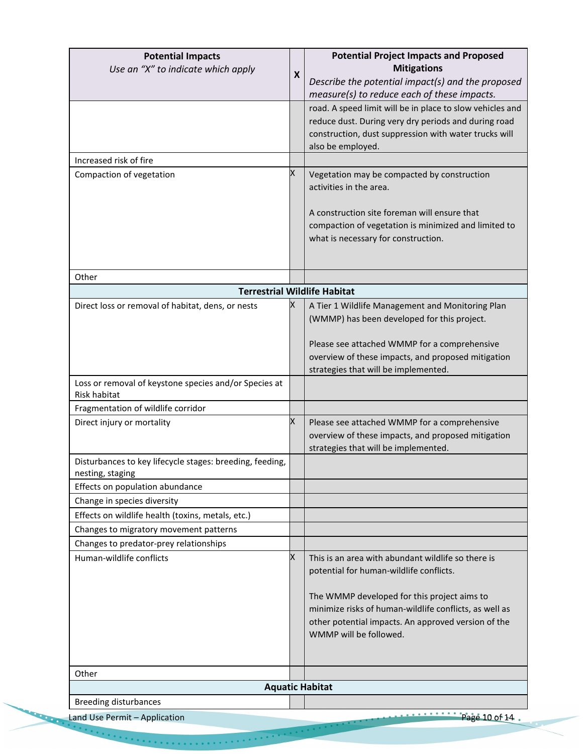| Potential Impacts *Use an "X" to indicate which apply* | X | Potential Project Impacts and Proposed Mitigations *Describe the potential impact(s) and the proposed measure(s) to reduce each of these impacts.* |
|---|---|---|
| | | road. A speed limit will be in place to slow vehicles and reduce dust. During very dry periods and during road construction, dust suppression with water trucks will also be employed. |
| Increased risk of fire | | |
| Compaction of vegetation | X | Vegetation may be compacted by construction activities in the area.<br><br>A construction site foreman will ensure that compaction of vegetation is minimized and limited to what is necessary for construction. |
| Other | | |
| **Terrestrial Wildlife Habitat** | | |
| Direct loss or removal of habitat, dens, or nests | X | A Tier 1 Wildlife Management and Monitoring Plan (WMMP) has been developed for this project.<br><br>Please see attached WMMP for a comprehensive overview of these impacts, and proposed mitigation strategies that will be implemented. |
| Loss or removal of keystone species and/or Species at Risk habitat | | |
| Fragmentation of wildlife corridor | | |
| Direct injury or mortality | X | Please see attached WMMP for a comprehensive overview of these impacts, and proposed mitigation strategies that will be implemented. |
| Disturbances to key lifecycle stages: breeding, feeding, nesting, staging | | |
| Effects on population abundance | | |
| Change in species diversity | | |
| Effects on wildlife health (toxins, metals, etc.) | | |
| Changes to migratory movement patterns | | |
| Changes to predator-prey relationships | | |
| Human-wildlife conflicts | X | This is an area with abundant wildlife so there is potential for human-wildlife conflicts.<br><br>The WMMP developed for this project aims to minimize risks of human-wildlife conflicts, as well as other potential impacts. An approved version of the WMMP will be followed. |
| Other | | |
| **Aquatic Habitat** | | |
| Breeding disturbances | | |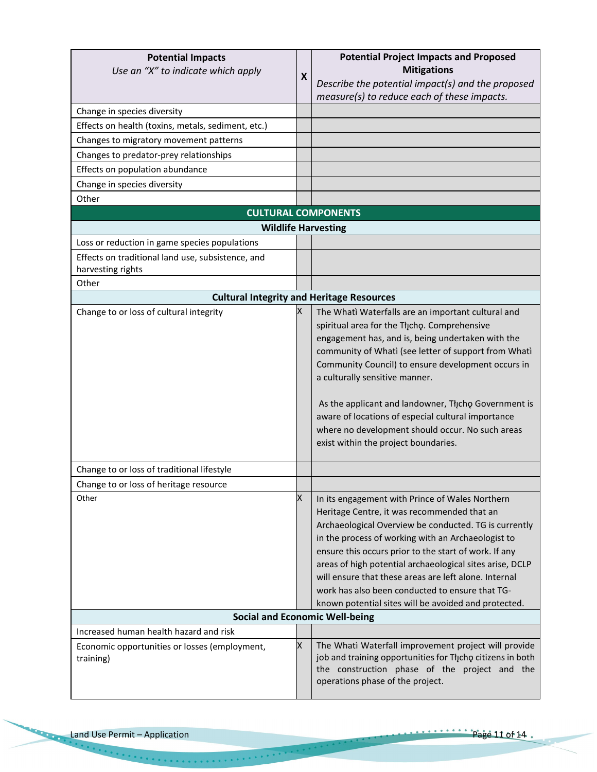| Potential Impacts<br>*Use an "X" to indicate which apply* | X | Potential Project Impacts and Proposed Mitigations<br>*Describe the potential impact(s) and the proposed measure(s) to reduce each of these impacts.* |
|---|---|---|
| Change in species diversity | | |
| Effects on health (toxins, metals, sediment, etc.) | | |
| Changes to migratory movement patterns | | |
| Changes to predator-prey relationships | | |
| Effects on population abundance | | |
| Change in species diversity | | |
| Other | | |
| **CULTURAL COMPONENTS** | | |
| **Wildlife Harvesting** | | |
| Loss or reduction in game species populations | | |
| Effects on traditional land use, subsistence, and harvesting rights | | |
| Other | | |
| **Cultural Integrity and Heritage Resources** | | |
| Change to or loss of cultural integrity | X | The Whatì Waterfalls are an important cultural and spiritual area for the Tłı̨chǫ. Comprehensive engagement has, and is, being undertaken with the community of Whatì (see letter of support from Whatì Community Council) to ensure development occurs in a culturally sensitive manner.<br><br>As the applicant and landowner, Tłı̨chǫ Government is aware of locations of especial cultural importance where no development should occur. No such areas exist within the project boundaries. |
| Change to or loss of traditional lifestyle | | |
| Change to or loss of heritage resource | | |
| Other | X | In its engagement with Prince of Wales Northern Heritage Centre, it was recommended that an Archaeological Overview be conducted. TG is currently in the process of working with an Archaeologist to ensure this occurs prior to the start of work. If any areas of high potential archaeological sites arise, DCLP will ensure that these areas are left alone. Internal work has also been conducted to ensure that TG-known potential sites will be avoided and protected. |
| **Social and Economic Well-being** | | |
| Increased human health hazard and risk | | |
| Economic opportunities or losses (employment, training) | X | The Whatì Waterfall improvement project will provide job and training opportunities for Tłı̨chǫ citizens in both the construction phase of the project and the operations phase of the project. |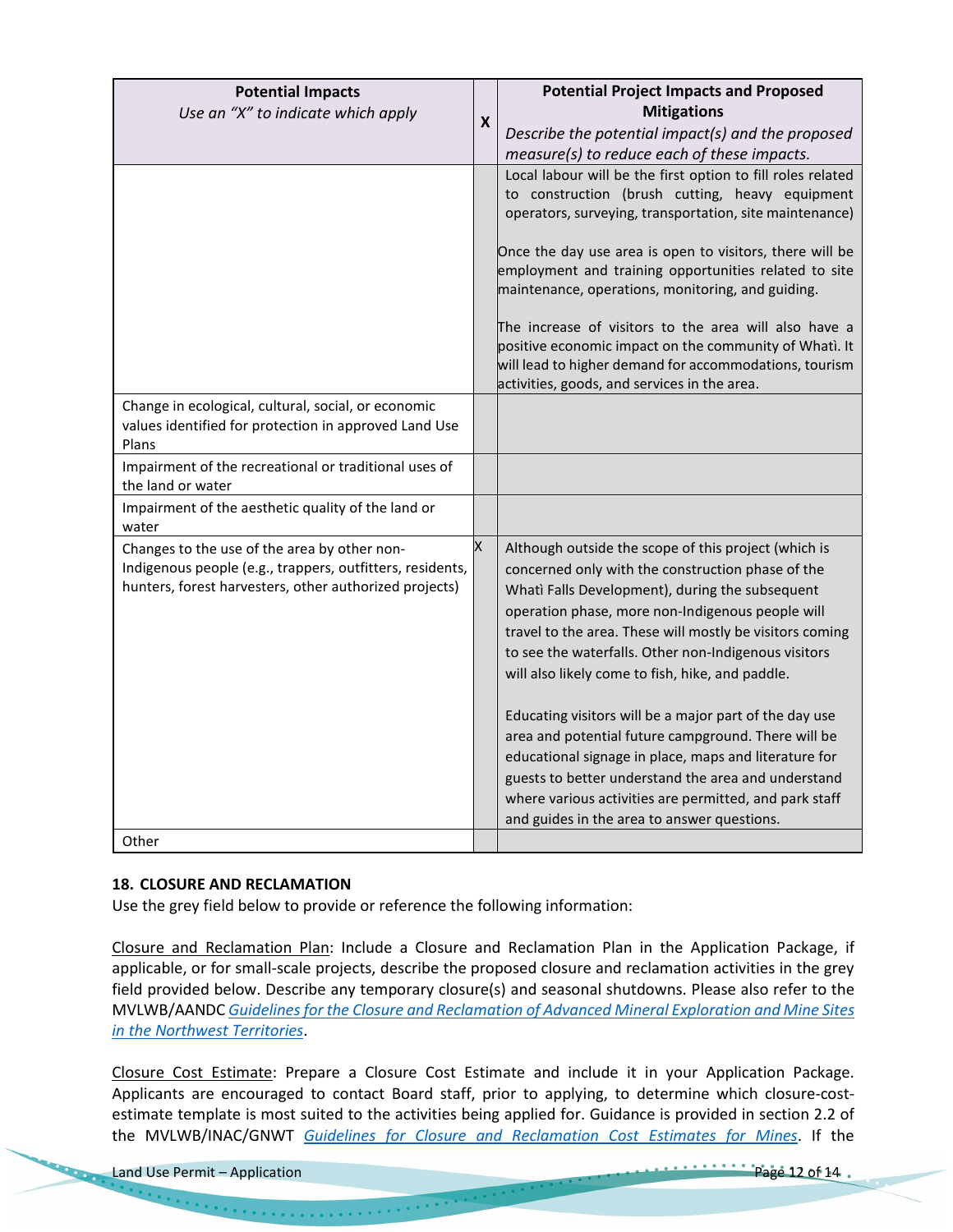| **Potential Impacts**<br>*Use an "X" to indicate which apply* | **X** | **Potential Project Impacts and Proposed Mitigations**<br>*Describe the potential impact(s) and the proposed measure(s) to reduce each of these impacts.* |
|---|---|---|
| | | Local labour will be the first option to fill roles related to construction (brush cutting, heavy equipment operators, surveying, transportation, site maintenance)<br><br>Once the day use area is open to visitors, there will be employment and training opportunities related to site maintenance, operations, monitoring, and guiding.<br><br>The increase of visitors to the area will also have a positive economic impact on the community of Whatì. It will lead to higher demand for accommodations, tourism activities, goods, and services in the area. |
| Change in ecological, cultural, social, or economic values identified for protection in approved Land Use Plans | | |
| Impairment of the recreational or traditional uses of the land or water | | |
| Impairment of the aesthetic quality of the land or water | | |
| Changes to the use of the area by other non-Indigenous people (e.g., trappers, outfitters, residents, hunters, forest harvesters, other authorized projects) | X | Although outside the scope of this project (which is concerned only with the construction phase of the Whatì Falls Development), during the subsequent operation phase, more non-Indigenous people will travel to the area. These will mostly be visitors coming to see the waterfalls. Other non-Indigenous visitors will also likely come to fish, hike, and paddle.<br><br>Educating visitors will be a major part of the day use area and potential future campground. There will be educational signage in place, maps and literature for guests to better understand the area and understand where various activities are permitted, and park staff and guides in the area to answer questions. |
| Other | | |

### 18. CLOSURE AND RECLAMATION

Use the grey field below to provide or reference the following information:

Closure and Reclamation Plan: Include a Closure and Reclamation Plan in the Application Package, if applicable, or for small-scale projects, describe the proposed closure and reclamation activities in the grey field provided below. Describe any temporary closure(s) and seasonal shutdowns. Please also refer to the MVLWB/AANDC *Guidelines for the Closure and Reclamation of Advanced Mineral Exploration and Mine Sites in the Northwest Territories*.

Closure Cost Estimate: Prepare a Closure Cost Estimate and include it in your Application Package. Applicants are encouraged to contact Board staff, prior to applying, to determine which closure-cost-estimate template is most suited to the activities being applied for. Guidance is provided in section 2.2 of the MVLWB/INAC/GNWT *Guidelines for Closure and Reclamation Cost Estimates for Mines*. If the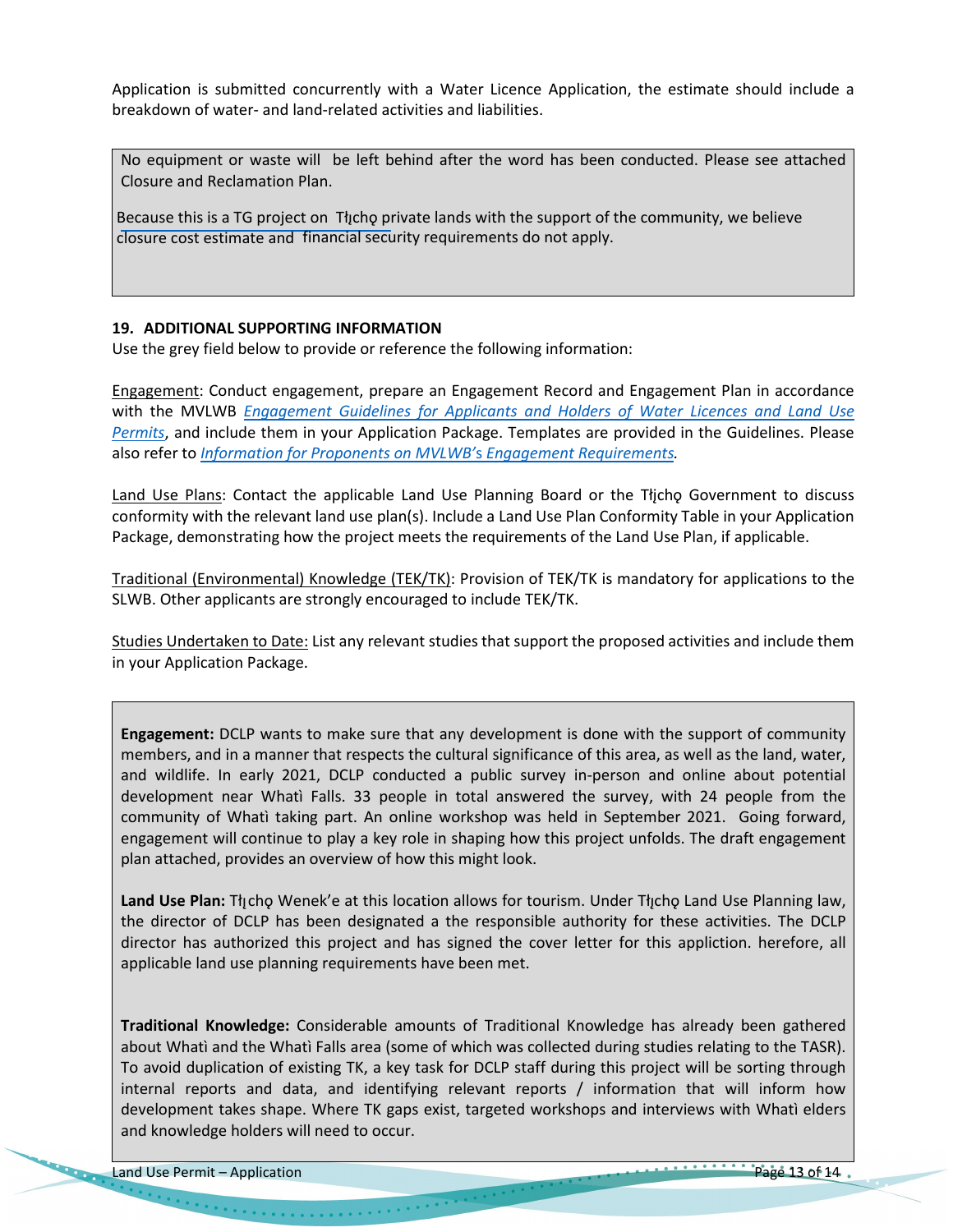Application is submitted concurrently with a Water Licence Application, the estimate should include a breakdown of water- and land-related activities and liabilities.

No equipment or waste will be left behind after the word has been conducted. Please see attached Closure and Reclamation Plan.

Because this is a TG project on Tłı̨chǫ private lands with the support of the community, we believe closure cost estimate and financial security requirements do not apply.

## 19. ADDITIONAL SUPPORTING INFORMATION

Use the grey field below to provide or reference the following information:

Engagement: Conduct engagement, prepare an Engagement Record and Engagement Plan in accordance with the MVLWB *Engagement Guidelines for Applicants and Holders of Water Licences and Land Use Permits*, and include them in your Application Package. Templates are provided in the Guidelines. Please also refer to *Information for Proponents on MVLWB's Engagement Requirements.*

Land Use Plans: Contact the applicable Land Use Planning Board or the Tłı̨chǫ Government to discuss conformity with the relevant land use plan(s). Include a Land Use Plan Conformity Table in your Application Package, demonstrating how the project meets the requirements of the Land Use Plan, if applicable.

Traditional (Environmental) Knowledge (TEK/TK): Provision of TEK/TK is mandatory for applications to the SLWB. Other applicants are strongly encouraged to include TEK/TK.

Studies Undertaken to Date: List any relevant studies that support the proposed activities and include them in your Application Package.

**Engagement:** DCLP wants to make sure that any development is done with the support of community members, and in a manner that respects the cultural significance of this area, as well as the land, water, and wildlife. In early 2021, DCLP conducted a public survey in-person and online about potential development near Whatì Falls. 33 people in total answered the survey, with 24 people from the community of Whatì taking part. An online workshop was held in September 2021. Going forward, engagement will continue to play a key role in shaping how this project unfolds. The draft engagement plan attached, provides an overview of how this might look.

**Land Use Plan:** Tłı̨chǫ Wenek'e at this location allows for tourism. Under Tłı̨chǫ Land Use Planning law, the director of DCLP has been designated a the responsible authority for these activities. The DCLP director has authorized this project and has signed the cover letter for this appliction. herefore, all applicable land use planning requirements have been met.

**Traditional Knowledge:** Considerable amounts of Traditional Knowledge has already been gathered about Whatì and the Whatì Falls area (some of which was collected during studies relating to the TASR). To avoid duplication of existing TK, a key task for DCLP staff during this project will be sorting through internal reports and data, and identifying relevant reports / information that will inform how development takes shape. Where TK gaps exist, targeted workshops and interviews with Whatì elders and knowledge holders will need to occur.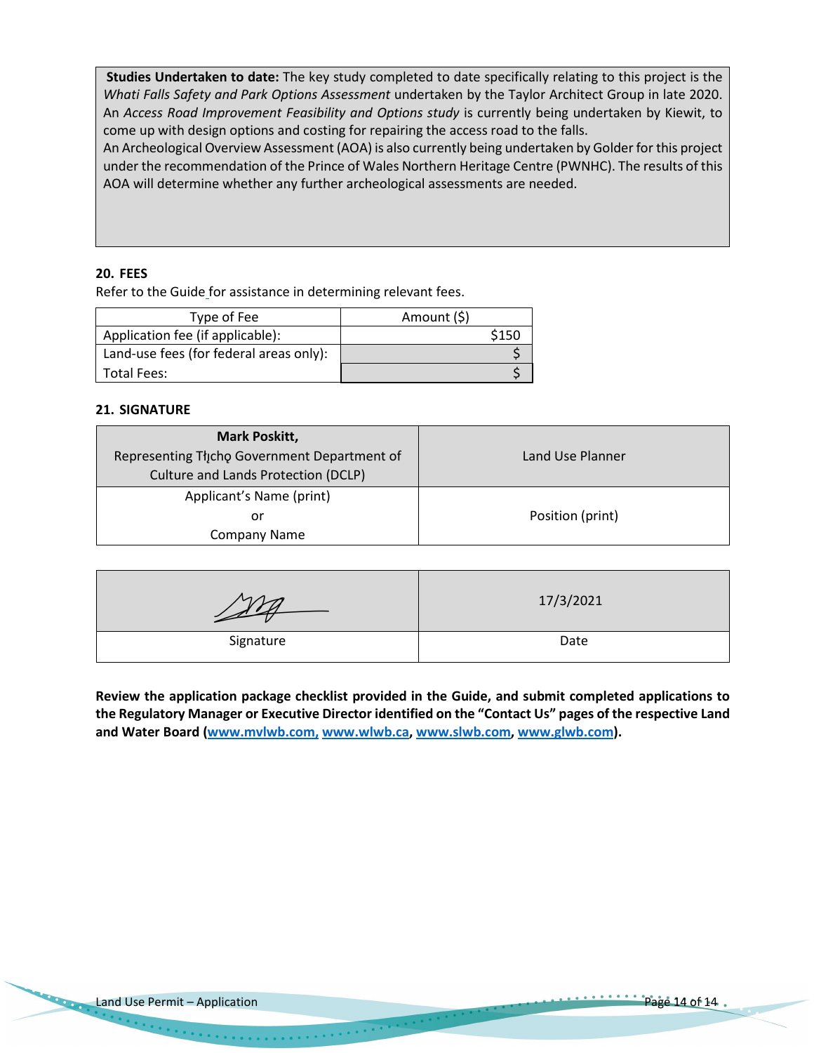**Studies Undertaken to date:** The key study completed to date specifically relating to this project is the *Whati Falls Safety and Park Options Assessment* undertaken by the Taylor Architect Group in late 2020. An *Access Road Improvement Feasibility and Options study* is currently being undertaken by Kiewit, to come up with design options and costing for repairing the access road to the falls.
An Archeological Overview Assessment (AOA) is also currently being undertaken by Golder for this project under the recommendation of the Prince of Wales Northern Heritage Centre (PWNHC). The results of this AOA will determine whether any further archeological assessments are needed.

## 20. FEES

Refer to the Guide for assistance in determining relevant fees.

| Type of Fee | Amount ($) |
|---|---|
| Application fee (if applicable): | $150 |
| Land-use fees (for federal areas only): | $ |
| Total Fees: | $ |

## 21. SIGNATURE

| | |
|---|---|
| **Mark Poskitt,** Representing Tłı̨chǫ Government Department of Culture and Lands Protection (DCLP) | Land Use Planner |
| Applicant's Name (print) or Company Name | Position (print) |

| | |
|---|---|
| [signature] | 17/3/2021 |
| Signature | Date |

**Review the application package checklist provided in the Guide, and submit completed applications to the Regulatory Manager or Executive Director identified on the "Contact Us" pages of the respective Land and Water Board (www.mvlwb.com, www.wlwb.ca, www.slwb.com, www.glwb.com).**